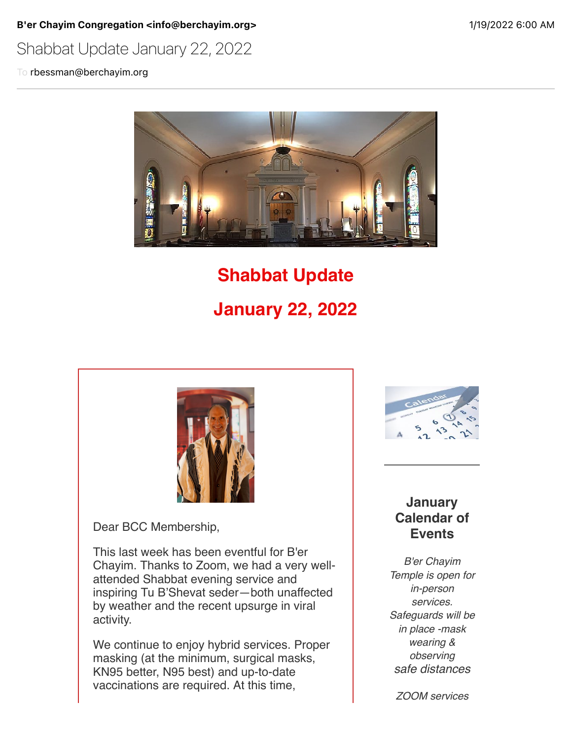**B'er Chayim Congregation <info@berchayim.org>** 1/19/2022 6:00 AM

Shabbat Update January 22, 2022

To rbessman@berchayim.org

# Shabbat Update

# January 22, 2022

Dear BCC Membership,

This last week has been eventful for B'er Chayim. Thanks to Zoom, we had a very well-attended Shabbat evening service and inspiring Tu B'Shevat seder—both unaffected by weather and the recent upsurge in viral activity.

We continue to enjoy hybrid services. Proper masking (at the minimum, surgical masks, KN95 better, N95 best) and up-to-date vaccinations are required. At this time,

### January Calendar of Events

*B'er Chayim Temple is open for in-person services. Safeguards will be in place -mask wearing & observing safe distances*

*ZOOM services*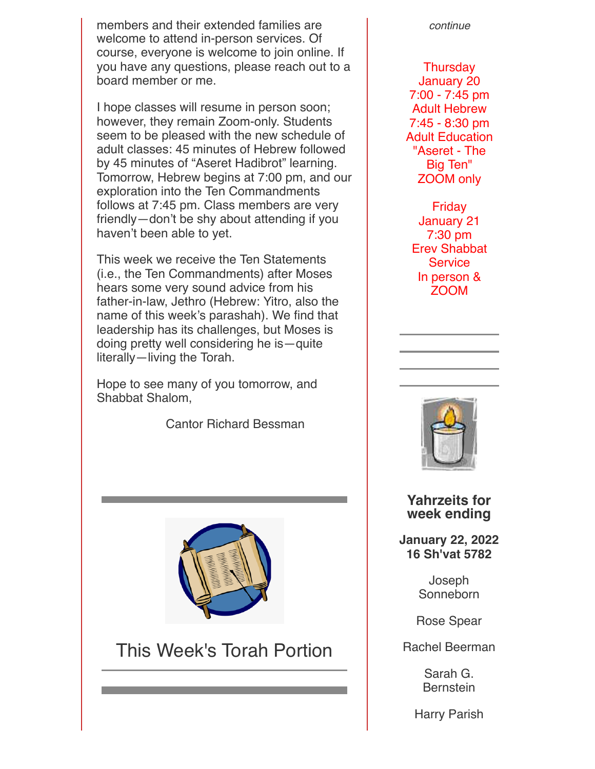members and their extended families are welcome to attend in-person services. Of course, everyone is welcome to join online. If you have any questions, please reach out to a board member or me.

I hope classes will resume in person soon; however, they remain Zoom-only. Students seem to be pleased with the new schedule of adult classes: 45 minutes of Hebrew followed by 45 minutes of “Aseret Hadibrot” learning. Tomorrow, Hebrew begins at 7:00 pm, and our exploration into the Ten Commandments follows at 7:45 pm. Class members are very friendly—don’t be shy about attending if you haven’t been able to yet.

This week we receive the Ten Statements (i.e., the Ten Commandments) after Moses hears some very sound advice from his father-in-law, Jethro (Hebrew: Yitro, also the name of this week’s parashah). We find that leadership has its challenges, but Moses is doing pretty well considering he is—quite literally—living the Torah.

Hope to see many of you tomorrow, and Shabbat Shalom,

Cantor Richard Bessman

---

## This Week's Torah Portion

---

*continue*

Thursday
January 20
7:00 - 7:45 pm
Adult Hebrew
7:45 - 8:30 pm
Adult Education
"Aseret - The Big Ten"
ZOOM only

Friday
January 21
7:30 pm
Erev Shabbat Service
In person & ZOOM

---

### Yahrzeits for week ending

**January 22, 2022**
**16 Sh'vat 5782**

Joseph Sonneborn

Rose Spear

Rachel Beerman

Sarah G. Bernstein

Harry Parish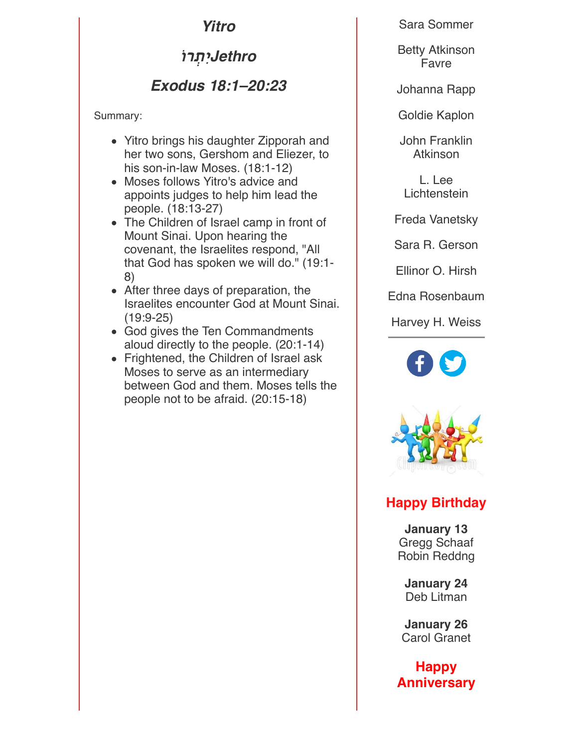## *Yitro*

## *יִתְרוֹJethro*

## *Exodus 18:1–20:23*

Summary:

- Yitro brings his daughter Zipporah and her two sons, Gershom and Eliezer, to his son-in-law Moses. (18:1-12)
- Moses follows Yitro's advice and appoints judges to help him lead the people. (18:13-27)
- The Children of Israel camp in front of Mount Sinai. Upon hearing the covenant, the Israelites respond, "All that God has spoken we will do." (19:1-8)
- After three days of preparation, the Israelites encounter God at Mount Sinai. (19:9-25)
- God gives the Ten Commandments aloud directly to the people. (20:1-14)
- Frightened, the Children of Israel ask Moses to serve as an intermediary between God and them. Moses tells the people not to be afraid. (20:15-18)

Sara Sommer

Betty Atkinson Favre

Johanna Rapp

Goldie Kaplon

John Franklin Atkinson

L. Lee Lichtenstein

Freda Vanetsky

Sara R. Gerson

Ellinor O. Hirsh

Edna Rosenbaum

Harvey H. Weiss

---

## Happy Birthday

**January 13**
Gregg Schaaf
Robin Reddng

**January 24**
Deb Litman

**January 26**
Carol Granet

## Happy Anniversary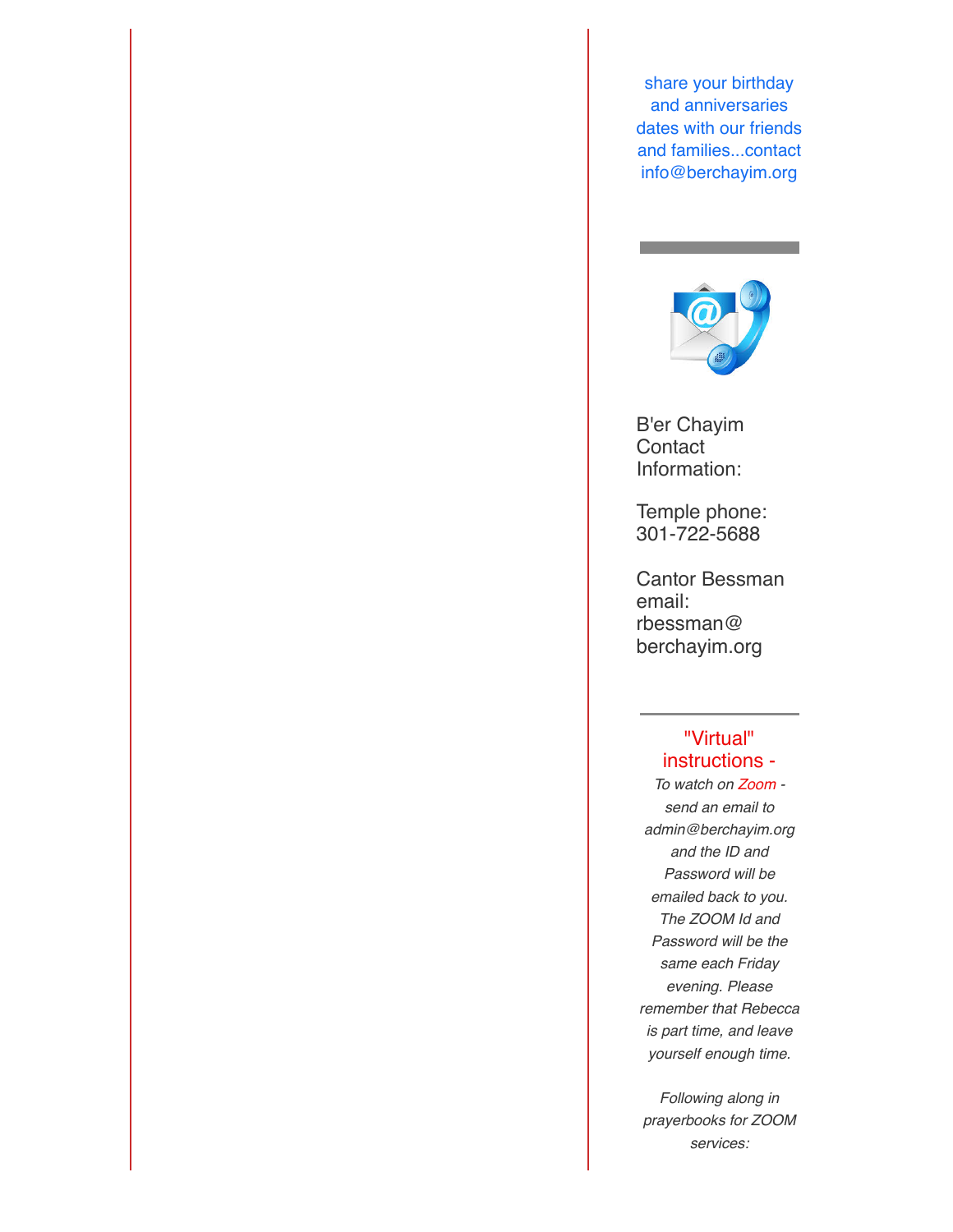share your birthday and anniversaries dates with our friends and families...contact info@berchayim.org

---

B'er Chayim Contact Information:

Temple phone: 301-722-5688

Cantor Bessman email: rbessman@ berchayim.org

---

"Virtual" instructions -

*To watch on Zoom - send an email to admin@berchayim.org and the ID and Password will be emailed back to you. The ZOOM Id and Password will be the same each Friday evening. Please remember that Rebecca is part time, and leave yourself enough time.*

*Following along in prayerbooks for ZOOM services:*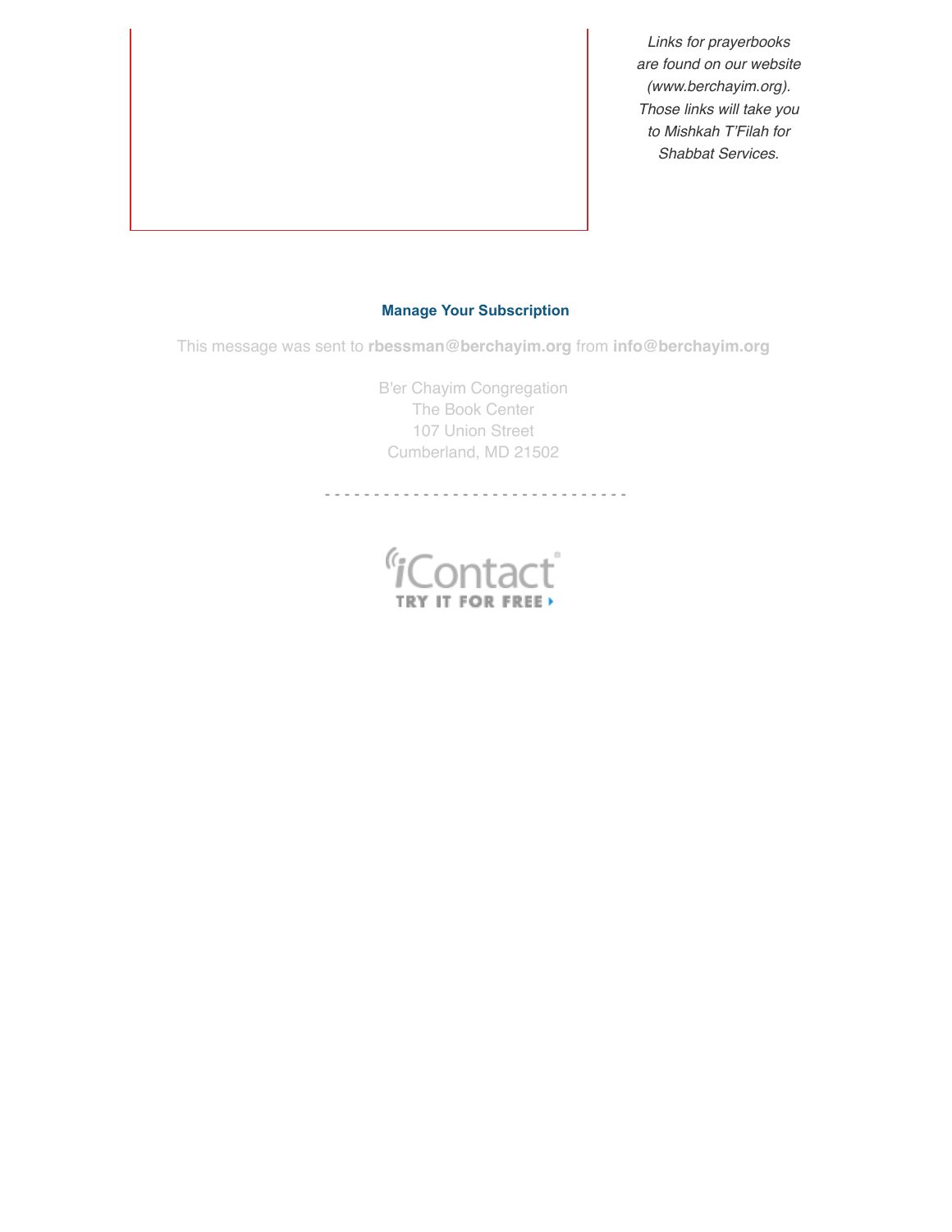*Links for prayerbooks are found on our website (www.berchayim.org). Those links will take you to Mishkah T'Filah for Shabbat Services.*

**Manage Your Subscription**

This message was sent to **rbessman@berchayim.org** from **info@berchayim.org**

B'er Chayim Congregation
The Book Center
107 Union Street
Cumberland, MD 21502

- - - - - - - - - - - - - - - - - - - - - - - - - - - - - - -

iContact
TRY IT FOR FREE